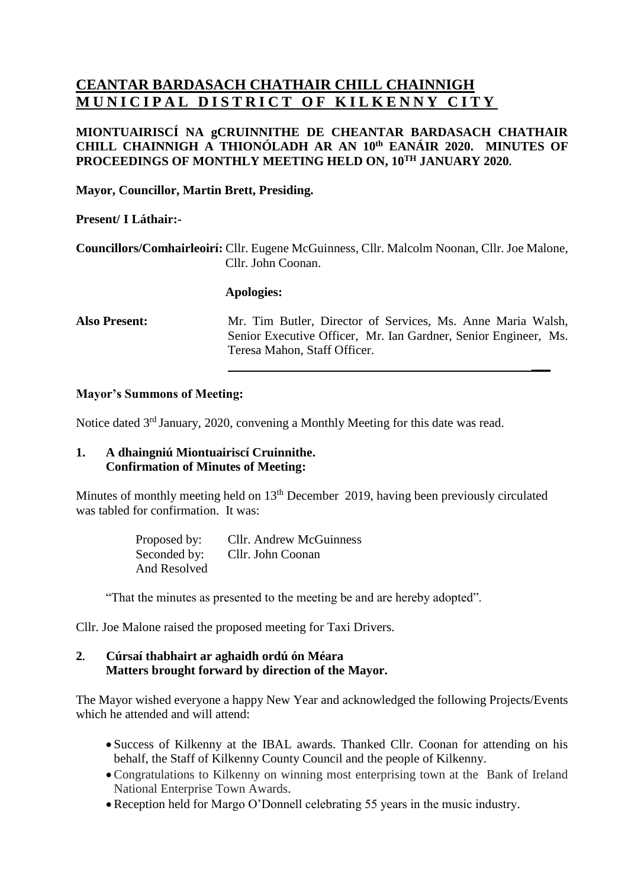# CEANTAR BARDASACH CHATHAIR CHILL CHAINNIGH
# MUNICIPAL DISTRICT OF KILKENNY CITY

**MIONTUAIRISCÍ NA gCRUINNITHE DE CHEANTAR BARDASACH CHATHAIR CHILL CHAINNIGH A THIONÓLADH AR AN 10th EANÁIR 2020. MINUTES OF PROCEEDINGS OF MONTHLY MEETING HELD ON, 10TH JANUARY 2020.**

**Mayor, Councillor, Martin Brett, Presiding.**

**Present/ I Láthair:-**

**Councillors/Comhairleoirí:** Cllr. Eugene McGuinness, Cllr. Malcolm Noonan, Cllr. Joe Malone, Cllr. John Coonan.

**Apologies:**

**Also Present:** Mr. Tim Butler, Director of Services, Ms. Anne Maria Walsh, Senior Executive Officer, Mr. Ian Gardner, Senior Engineer, Ms. Teresa Mahon, Staff Officer.

---

**Mayor's Summons of Meeting:**

Notice dated 3rd January, 2020, convening a Monthly Meeting for this date was read.

**1. A dhaingniú Miontuairiscí Cruinnithe.**
**Confirmation of Minutes of Meeting:**

Minutes of monthly meeting held on 13th December 2019, having been previously circulated was tabled for confirmation. It was:

Proposed by: Cllr. Andrew McGuinness
Seconded by: Cllr. John Coonan
And Resolved

"That the minutes as presented to the meeting be and are hereby adopted".

Cllr. Joe Malone raised the proposed meeting for Taxi Drivers.

**2. Cúrsaí thabhairt ar aghaidh ordú ón Méara**
**Matters brought forward by direction of the Mayor.**

The Mayor wished everyone a happy New Year and acknowledged the following Projects/Events which he attended and will attend:

- Success of Kilkenny at the IBAL awards. Thanked Cllr. Coonan for attending on his behalf, the Staff of Kilkenny County Council and the people of Kilkenny.
- Congratulations to Kilkenny on winning most enterprising town at the Bank of Ireland National Enterprise Town Awards.
- Reception held for Margo O'Donnell celebrating 55 years in the music industry.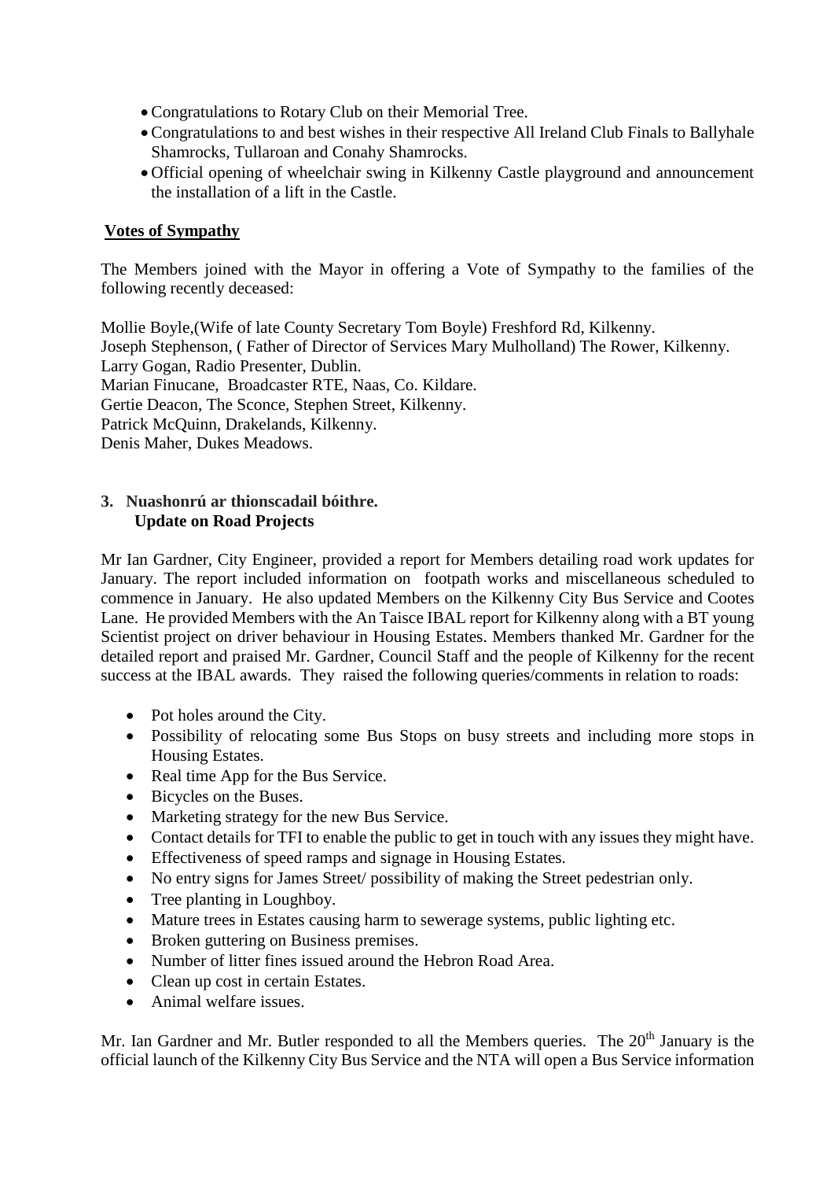- Congratulations to Rotary Club on their Memorial Tree.
- Congratulations to and best wishes in their respective All Ireland Club Finals to Ballyhale Shamrocks, Tullaroan and Conahy Shamrocks.
- Official opening of wheelchair swing in Kilkenny Castle playground and announcement the installation of a lift in the Castle.

**Votes of Sympathy**

The Members joined with the Mayor in offering a Vote of Sympathy to the families of the following recently deceased:

Mollie Boyle,(Wife of late County Secretary Tom Boyle) Freshford Rd, Kilkenny.
Joseph Stephenson, ( Father of Director of Services Mary Mulholland) The Rower, Kilkenny.
Larry Gogan, Radio Presenter, Dublin.
Marian Finucane, Broadcaster RTE, Naas, Co. Kildare.
Gertie Deacon, The Sconce, Stephen Street, Kilkenny.
Patrick McQuinn, Drakelands, Kilkenny.
Denis Maher, Dukes Meadows.

**3. Nuashonrú ar thionscadail bóithre.**
**Update on Road Projects**

Mr Ian Gardner, City Engineer, provided a report for Members detailing road work updates for January. The report included information on footpath works and miscellaneous scheduled to commence in January. He also updated Members on the Kilkenny City Bus Service and Cootes Lane. He provided Members with the An Taisce IBAL report for Kilkenny along with a BT young Scientist project on driver behaviour in Housing Estates. Members thanked Mr. Gardner for the detailed report and praised Mr. Gardner, Council Staff and the people of Kilkenny for the recent success at the IBAL awards. They raised the following queries/comments in relation to roads:

- Pot holes around the City.
- Possibility of relocating some Bus Stops on busy streets and including more stops in Housing Estates.
- Real time App for the Bus Service.
- Bicycles on the Buses.
- Marketing strategy for the new Bus Service.
- Contact details for TFI to enable the public to get in touch with any issues they might have.
- Effectiveness of speed ramps and signage in Housing Estates.
- No entry signs for James Street/ possibility of making the Street pedestrian only.
- Tree planting in Loughboy.
- Mature trees in Estates causing harm to sewerage systems, public lighting etc.
- Broken guttering on Business premises.
- Number of litter fines issued around the Hebron Road Area.
- Clean up cost in certain Estates.
- Animal welfare issues.

Mr. Ian Gardner and Mr. Butler responded to all the Members queries. The 20th January is the official launch of the Kilkenny City Bus Service and the NTA will open a Bus Service information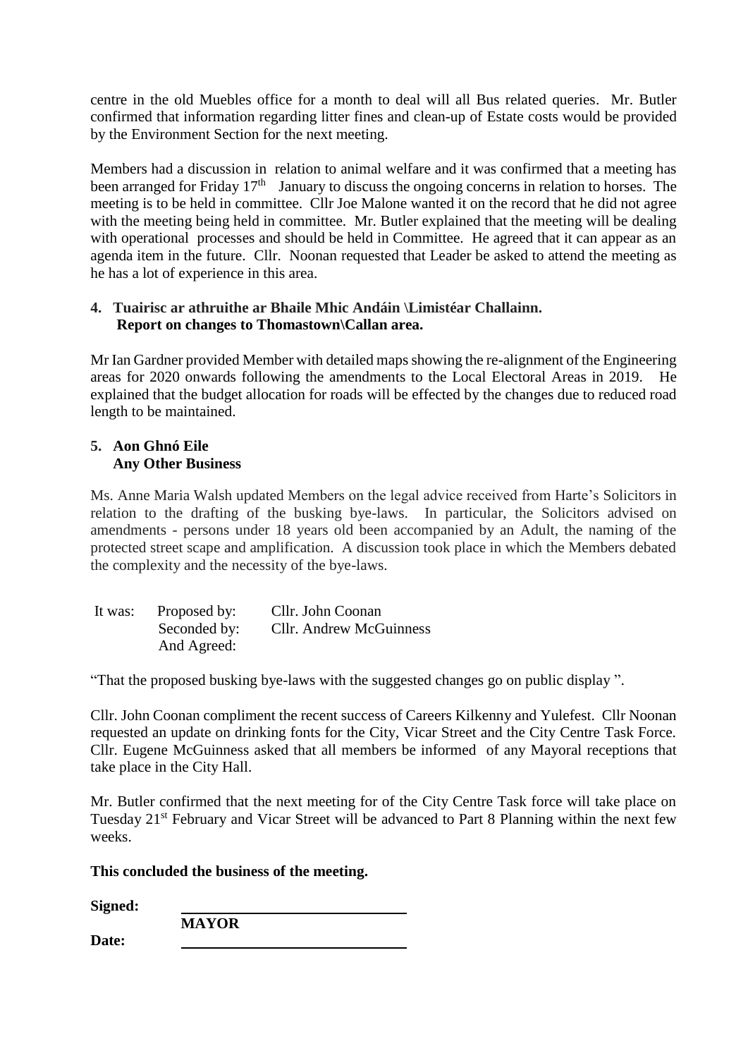centre in the old Muebles office for a month to deal will all Bus related queries. Mr. Butler confirmed that information regarding litter fines and clean-up of Estate costs would be provided by the Environment Section for the next meeting.

Members had a discussion in relation to animal welfare and it was confirmed that a meeting has been arranged for Friday 17th January to discuss the ongoing concerns in relation to horses. The meeting is to be held in committee. Cllr Joe Malone wanted it on the record that he did not agree with the meeting being held in committee. Mr. Butler explained that the meeting will be dealing with operational processes and should be held in Committee. He agreed that it can appear as an agenda item in the future. Cllr. Noonan requested that Leader be asked to attend the meeting as he has a lot of experience in this area.

## 4. Tuairisc ar athruithe ar Bhaile Mhic Andáin \Limistéar Challainn. Report on changes to Thomastown\Callan area.

Mr Ian Gardner provided Member with detailed maps showing the re-alignment of the Engineering areas for 2020 onwards following the amendments to the Local Electoral Areas in 2019. He explained that the budget allocation for roads will be effected by the changes due to reduced road length to be maintained.

## 5. Aon Ghnó Eile Any Other Business

Ms. Anne Maria Walsh updated Members on the legal advice received from Harte's Solicitors in relation to the drafting of the busking bye-laws. In particular, the Solicitors advised on amendments - persons under 18 years old been accompanied by an Adult, the naming of the protected street scape and amplification. A discussion took place in which the Members debated the complexity and the necessity of the bye-laws.

| | | |
|---|---|---|
| It was: | Proposed by: | Cllr. John Coonan |
| | Seconded by: | Cllr. Andrew McGuinness |
| | And Agreed: | |

"That the proposed busking bye-laws with the suggested changes go on public display ".

Cllr. John Coonan compliment the recent success of Careers Kilkenny and Yulefest. Cllr Noonan requested an update on drinking fonts for the City, Vicar Street and the City Centre Task Force. Cllr. Eugene McGuinness asked that all members be informed of any Mayoral receptions that take place in the City Hall.

Mr. Butler confirmed that the next meeting for of the City Centre Task force will take place on Tuesday 21st February and Vicar Street will be advanced to Part 8 Planning within the next few weeks.

**This concluded the business of the meeting.**

**Signed:** ______________________________

**MAYOR**

**Date:** ______________________________